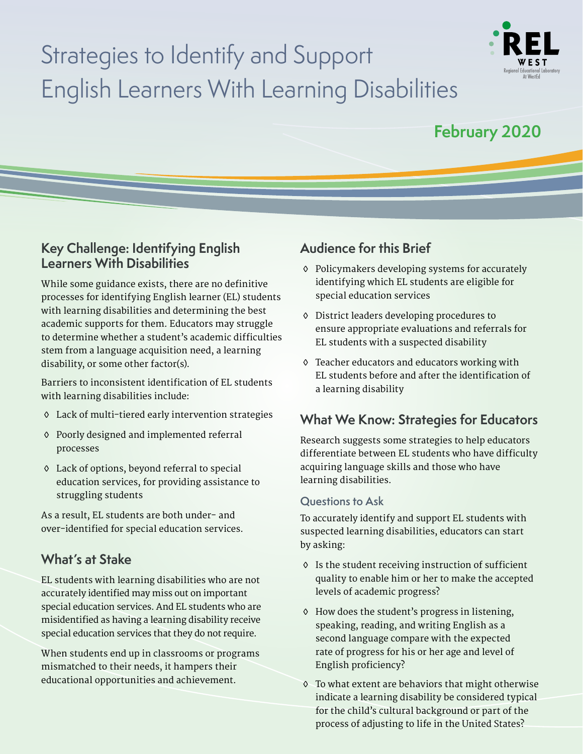# Strategies to Identify and Support English Learners With Learning Disabilities

REL WEST
Regional Educational Laboratory At WestEd

**February 2020**

## Key Challenge: Identifying English Learners With Disabilities

While some guidance exists, there are no definitive processes for identifying English learner (EL) students with learning disabilities and determining the best academic supports for them. Educators may struggle to determine whether a student's academic difficulties stem from a language acquisition need, a learning disability, or some other factor(s).

Barriers to inconsistent identification of EL students with learning disabilities include:

- Lack of multi-tiered early intervention strategies
- Poorly designed and implemented referral processes
- Lack of options, beyond referral to special education services, for providing assistance to struggling students

As a result, EL students are both under- and over-identified for special education services.

## What's at Stake

EL students with learning disabilities who are not accurately identified may miss out on important special education services. And EL students who are misidentified as having a learning disability receive special education services that they do not require.

When students end up in classrooms or programs mismatched to their needs, it hampers their educational opportunities and achievement.

## Audience for this Brief

- Policymakers developing systems for accurately identifying which EL students are eligible for special education services
- District leaders developing procedures to ensure appropriate evaluations and referrals for EL students with a suspected disability
- Teacher educators and educators working with EL students before and after the identification of a learning disability

## What We Know: Strategies for Educators

Research suggests some strategies to help educators differentiate between EL students who have difficulty acquiring language skills and those who have learning disabilities.

### Questions to Ask

To accurately identify and support EL students with suspected learning disabilities, educators can start by asking:

- Is the student receiving instruction of sufficient quality to enable him or her to make the accepted levels of academic progress?
- How does the student's progress in listening, speaking, reading, and writing English as a second language compare with the expected rate of progress for his or her age and level of English proficiency?
- To what extent are behaviors that might otherwise indicate a learning disability be considered typical for the child's cultural background or part of the process of adjusting to life in the United States?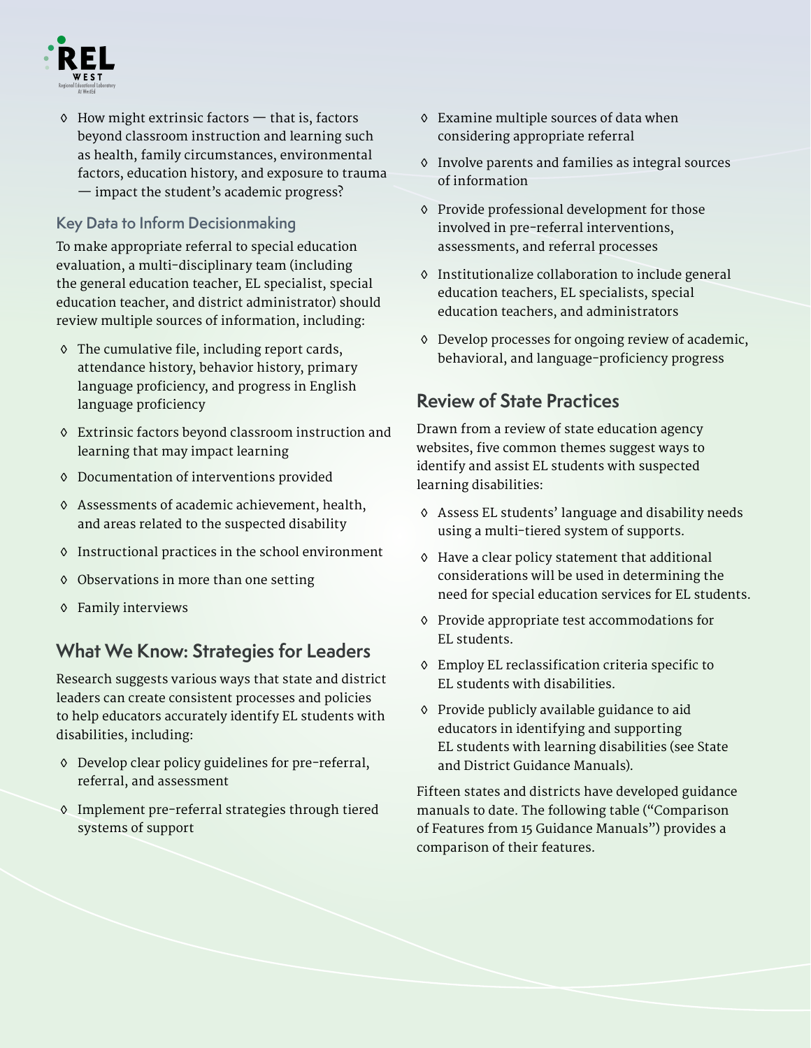- How might extrinsic factors — that is, factors beyond classroom instruction and learning such as health, family circumstances, environmental factors, education history, and exposure to trauma — impact the student's academic progress?

### Key Data to Inform Decisionmaking

To make appropriate referral to special education evaluation, a multi-disciplinary team (including the general education teacher, EL specialist, special education teacher, and district administrator) should review multiple sources of information, including:

- The cumulative file, including report cards, attendance history, behavior history, primary language proficiency, and progress in English language proficiency
- Extrinsic factors beyond classroom instruction and learning that may impact learning
- Documentation of interventions provided
- Assessments of academic achievement, health, and areas related to the suspected disability
- Instructional practices in the school environment
- Observations in more than one setting
- Family interviews

## What We Know: Strategies for Leaders

Research suggests various ways that state and district leaders can create consistent processes and policies to help educators accurately identify EL students with disabilities, including:

- Develop clear policy guidelines for pre-referral, referral, and assessment
- Implement pre-referral strategies through tiered systems of support
- Examine multiple sources of data when considering appropriate referral
- Involve parents and families as integral sources of information
- Provide professional development for those involved in pre-referral interventions, assessments, and referral processes
- Institutionalize collaboration to include general education teachers, EL specialists, special education teachers, and administrators
- Develop processes for ongoing review of academic, behavioral, and language-proficiency progress

## Review of State Practices

Drawn from a review of state education agency websites, five common themes suggest ways to identify and assist EL students with suspected learning disabilities:

- Assess EL students' language and disability needs using a multi-tiered system of supports.
- Have a clear policy statement that additional considerations will be used in determining the need for special education services for EL students.
- Provide appropriate test accommodations for EL students.
- Employ EL reclassification criteria specific to EL students with disabilities.
- Provide publicly available guidance to aid educators in identifying and supporting EL students with learning disabilities (see State and District Guidance Manuals).

Fifteen states and districts have developed guidance manuals to date. The following table ("Comparison of Features from 15 Guidance Manuals") provides a comparison of their features.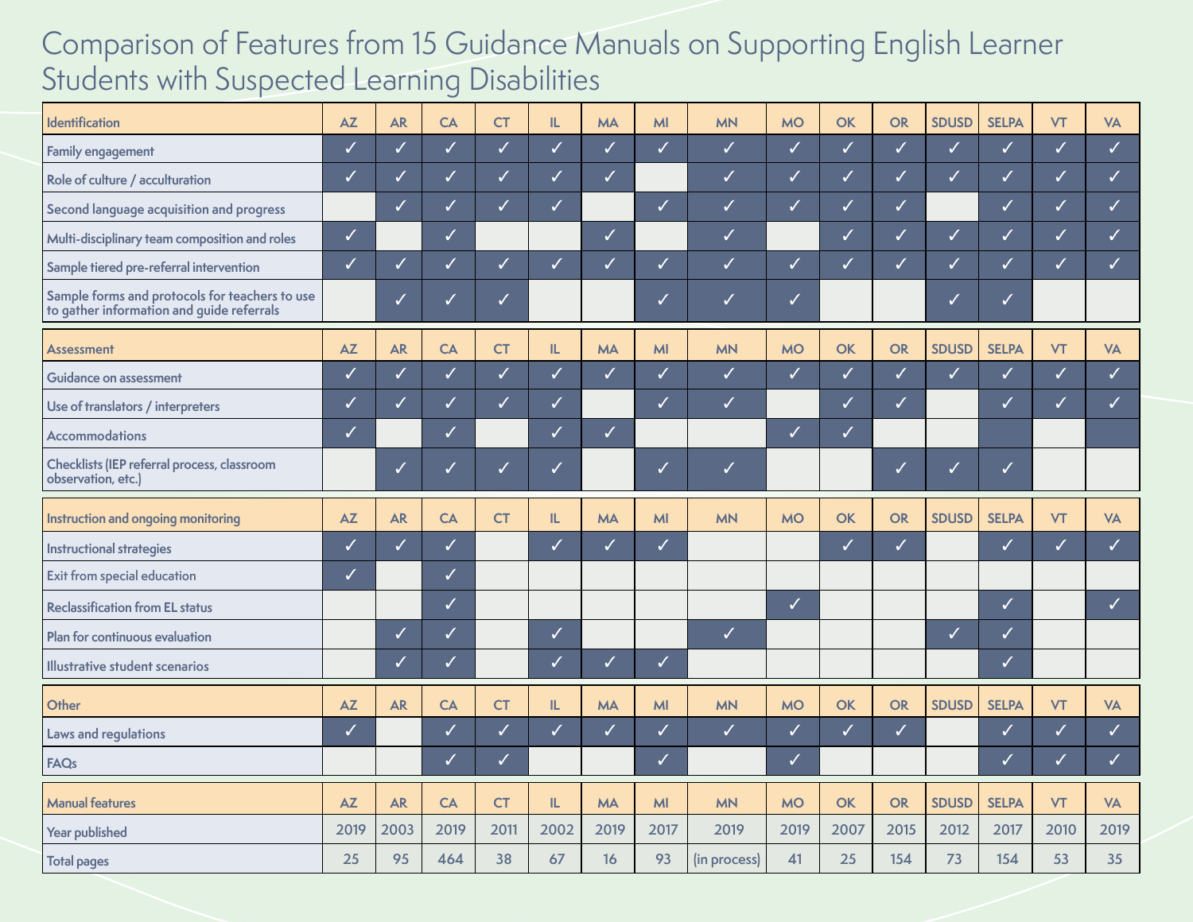# Comparison of Features from 15 Guidance Manuals on Supporting English Learner Students with Suspected Learning Disabilities

| Identification | AZ | AR | CA | CT | IL | MA | MI | MN | MO | OK | OR | SDUSD | SELPA | VT | VA |
|---|---|---|---|---|---|---|---|---|---|---|---|---|---|---|---|
| Family engagement | ✓ | ✓ | ✓ | ✓ | ✓ | ✓ | ✓ | ✓ | ✓ | ✓ | ✓ | ✓ | ✓ | ✓ | ✓ |
| Role of culture / acculturation | ✓ | ✓ | ✓ | ✓ | ✓ | ✓ | | ✓ | ✓ | ✓ | ✓ | ✓ | ✓ | ✓ | ✓ |
| Second language acquisition and progress | | ✓ | ✓ | ✓ | ✓ | | ✓ | ✓ | ✓ | ✓ | ✓ | | ✓ | ✓ | ✓ |
| Multi-disciplinary team composition and roles | ✓ | | ✓ | | | ✓ | | ✓ | | ✓ | ✓ | ✓ | ✓ | ✓ | ✓ |
| Sample tiered pre-referral intervention | ✓ | ✓ | ✓ | ✓ | ✓ | ✓ | ✓ | ✓ | ✓ | ✓ | ✓ | ✓ | ✓ | ✓ | ✓ |
| Sample forms and protocols for teachers to use to gather information and guide referrals | | ✓ | ✓ | ✓ | | | ✓ | ✓ | ✓ | | | ✓ | ✓ | | |
| **Assessment** | **AZ** | **AR** | **CA** | **CT** | **IL** | **MA** | **MI** | **MN** | **MO** | **OK** | **OR** | **SDUSD** | **SELPA** | **VT** | **VA** |
| Guidance on assessment | ✓ | ✓ | ✓ | ✓ | ✓ | ✓ | ✓ | ✓ | ✓ | ✓ | ✓ | ✓ | ✓ | ✓ | ✓ |
| Use of translators / interpreters | ✓ | ✓ | ✓ | ✓ | ✓ | | ✓ | ✓ | | ✓ | ✓ | | ✓ | ✓ | ✓ |
| Accommodations | ✓ | | ✓ | | ✓ | ✓ | | | ✓ | ✓ | | | | | |
| Checklists (IEP referral process, classroom observation, etc.) | | ✓ | ✓ | ✓ | ✓ | | ✓ | ✓ | | | ✓ | ✓ | ✓ | | |
| **Instruction and ongoing monitoring** | **AZ** | **AR** | **CA** | **CT** | **IL** | **MA** | **MI** | **MN** | **MO** | **OK** | **OR** | **SDUSD** | **SELPA** | **VT** | **VA** |
| Instructional strategies | ✓ | ✓ | ✓ | | ✓ | ✓ | ✓ | | | ✓ | ✓ | | ✓ | ✓ | ✓ |
| Exit from special education | ✓ | | ✓ | | | | | | | | | | | | |
| Reclassification from EL status | | | ✓ | | | | | | ✓ | | | | ✓ | | ✓ |
| Plan for continuous evaluation | | ✓ | ✓ | | ✓ | | | ✓ | | | | ✓ | ✓ | | |
| Illustrative student scenarios | | ✓ | ✓ | | ✓ | ✓ | ✓ | | | | | | ✓ | | |
| **Other** | **AZ** | **AR** | **CA** | **CT** | **IL** | **MA** | **MI** | **MN** | **MO** | **OK** | **OR** | **SDUSD** | **SELPA** | **VT** | **VA** |
| Laws and regulations | ✓ | | ✓ | ✓ | ✓ | ✓ | ✓ | ✓ | ✓ | ✓ | ✓ | | ✓ | ✓ | ✓ |
| FAQs | | | ✓ | ✓ | | | ✓ | | ✓ | | | | ✓ | ✓ | ✓ |
| **Manual features** | **AZ** | **AR** | **CA** | **CT** | **IL** | **MA** | **MI** | **MN** | **MO** | **OK** | **OR** | **SDUSD** | **SELPA** | **VT** | **VA** |
| Year published | 2019 | 2003 | 2019 | 2011 | 2002 | 2019 | 2017 | 2019 | 2019 | 2007 | 2015 | 2012 | 2017 | 2010 | 2019 |
| Total pages | 25 | 95 | 464 | 38 | 67 | 16 | 93 | (in process) | 41 | 25 | 154 | 73 | 154 | 53 | 35 |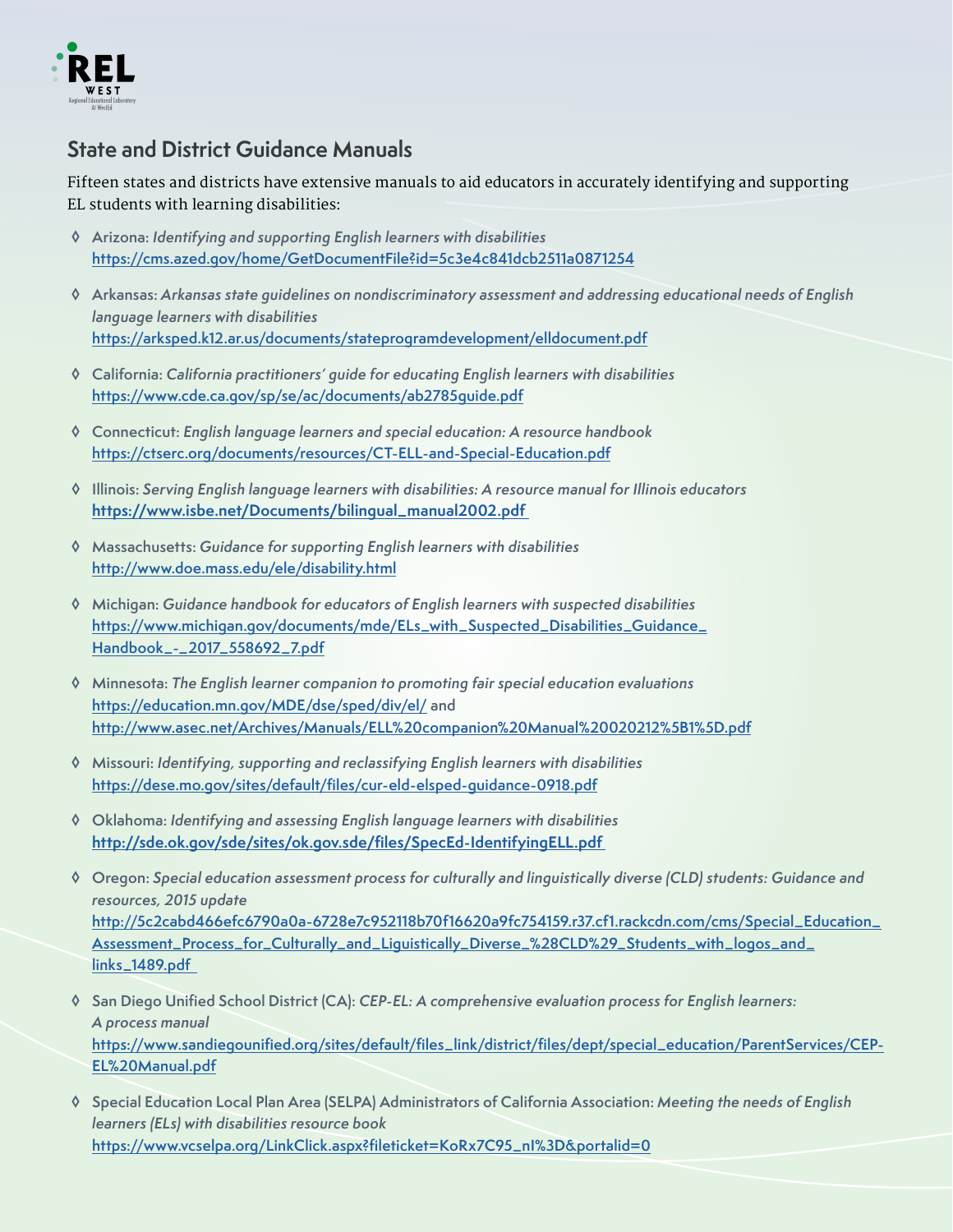## State and District Guidance Manuals

Fifteen states and districts have extensive manuals to aid educators in accurately identifying and supporting EL students with learning disabilities:

- Arizona: *Identifying and supporting English learners with disabilities*
  https://cms.azed.gov/home/GetDocumentFile?id=5c3e4c841dcb2511a0871254
- Arkansas: *Arkansas state guidelines on nondiscriminatory assessment and addressing educational needs of English language learners with disabilities*
  https://arksped.k12.ar.us/documents/stateprogramdevelopment/elldocument.pdf
- California: *California practitioners' guide for educating English learners with disabilities*
  https://www.cde.ca.gov/sp/se/ac/documents/ab2785guide.pdf
- Connecticut: *English language learners and special education: A resource handbook*
  https://ctserc.org/documents/resources/CT-ELL-and-Special-Education.pdf
- Illinois: *Serving English language learners with disabilities: A resource manual for Illinois educators*
  https://www.isbe.net/Documents/bilingual_manual2002.pdf
- Massachusetts: *Guidance for supporting English learners with disabilities*
  http://www.doe.mass.edu/ele/disability.html
- Michigan: *Guidance handbook for educators of English learners with suspected disabilities*
  https://www.michigan.gov/documents/mde/ELs_with_Suspected_Disabilities_Guidance_Handbook_-_2017_558692_7.pdf
- Minnesota: *The English learner companion to promoting fair special education evaluations*
  https://education.mn.gov/MDE/dse/sped/div/el/ and
  http://www.asec.net/Archives/Manuals/ELL%20companion%20Manual%20020212%5B1%5D.pdf
- Missouri: *Identifying, supporting and reclassifying English learners with disabilities*
  https://dese.mo.gov/sites/default/files/cur-eld-elsped-guidance-0918.pdf
- Oklahoma: *Identifying and assessing English language learners with disabilities*
  http://sde.ok.gov/sde/sites/ok.gov.sde/files/SpecEd-IdentifyingELL.pdf
- Oregon: *Special education assessment process for culturally and linguistically diverse (CLD) students: Guidance and resources, 2015 update*
  http://5c2cabd466efc6790a0a-6728e7c952118b70f16620a9fc754159.r37.cf1.rackcdn.com/cms/Special_Education_Assessment_Process_for_Culturally_and_Liguistically_Diverse_%28CLD%29_Students_with_logos_and_links_1489.pdf
- San Diego Unified School District (CA): *CEP-EL: A comprehensive evaluation process for English learners: A process manual*
  https://www.sandiegounified.org/sites/default/files_link/district/files/dept/special_education/ParentServices/CEP-EL%20Manual.pdf
- Special Education Local Plan Area (SELPA) Administrators of California Association: *Meeting the needs of English learners (ELs) with disabilities resource book*
  https://www.vcselpa.org/LinkClick.aspx?fileticket=KoRx7C95_nI%3D&portalid=0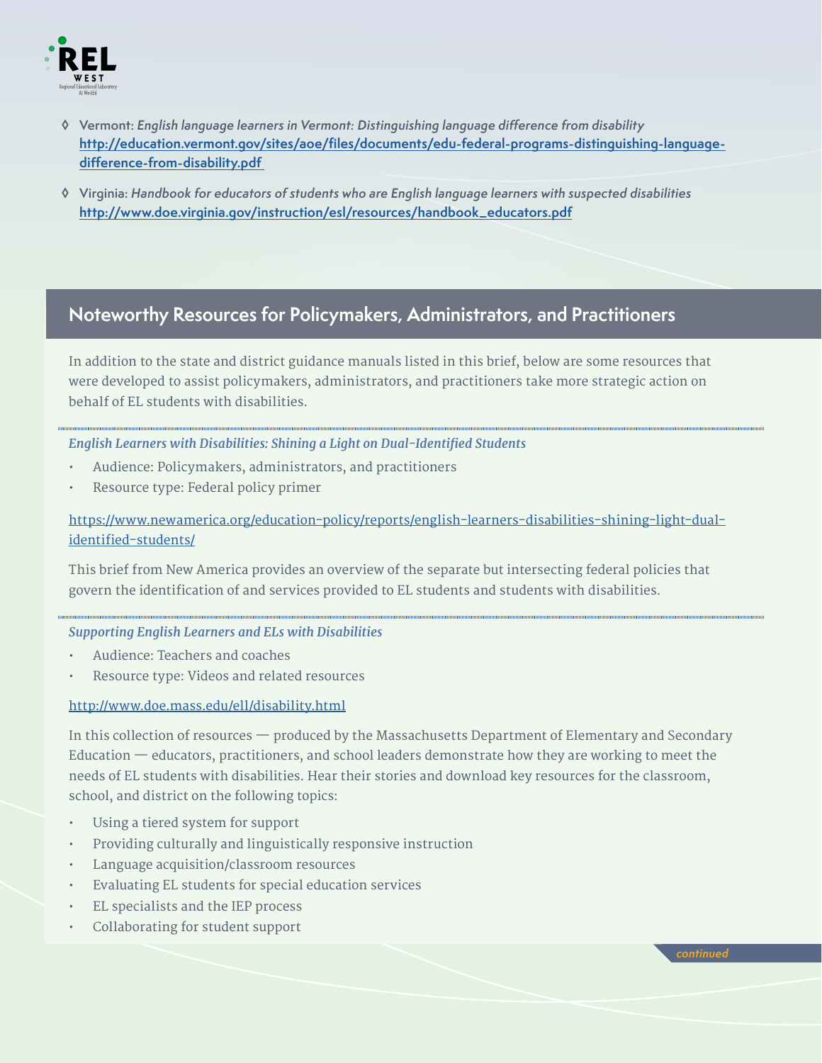- Vermont: *English language learners in Vermont: Distinguishing language difference from disability* http://education.vermont.gov/sites/aoe/files/documents/edu-federal-programs-distinguishing-language-difference-from-disability.pdf
- Virginia: *Handbook for educators of students who are English language learners with suspected disabilities* http://www.doe.virginia.gov/instruction/esl/resources/handbook_educators.pdf

## Noteworthy Resources for Policymakers, Administrators, and Practitioners

In addition to the state and district guidance manuals listed in this brief, below are some resources that were developed to assist policymakers, administrators, and practitioners take more strategic action on behalf of EL students with disabilities.

***English Learners with Disabilities: Shining a Light on Dual-Identified Students***

- Audience: Policymakers, administrators, and practitioners
- Resource type: Federal policy primer

https://www.newamerica.org/education-policy/reports/english-learners-disabilities-shining-light-dual-identified-students/

This brief from New America provides an overview of the separate but intersecting federal policies that govern the identification of and services provided to EL students and students with disabilities.

***Supporting English Learners and ELs with Disabilities***

- Audience: Teachers and coaches
- Resource type: Videos and related resources

http://www.doe.mass.edu/ell/disability.html

In this collection of resources — produced by the Massachusetts Department of Elementary and Secondary Education — educators, practitioners, and school leaders demonstrate how they are working to meet the needs of EL students with disabilities. Hear their stories and download key resources for the classroom, school, and district on the following topics:

- Using a tiered system for support
- Providing culturally and linguistically responsive instruction
- Language acquisition/classroom resources
- Evaluating EL students for special education services
- EL specialists and the IEP process
- Collaborating for student support

*continued*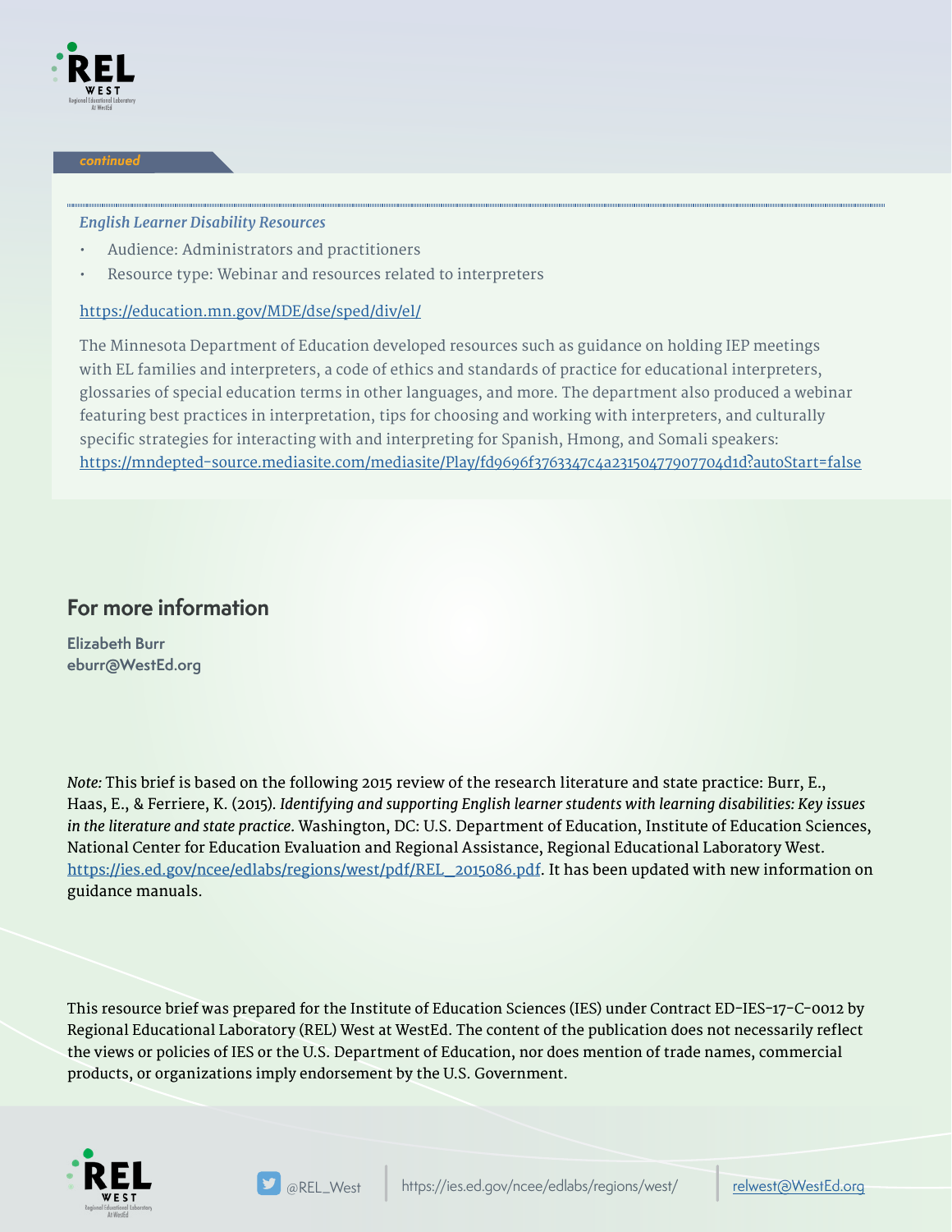*continued*

*English Learner Disability Resources*

- Audience: Administrators and practitioners
- Resource type: Webinar and resources related to interpreters

https://education.mn.gov/MDE/dse/sped/div/el/

The Minnesota Department of Education developed resources such as guidance on holding IEP meetings with EL families and interpreters, a code of ethics and standards of practice for educational interpreters, glossaries of special education terms in other languages, and more. The department also produced a webinar featuring best practices in interpretation, tips for choosing and working with interpreters, and culturally specific strategies for interacting with and interpreting for Spanish, Hmong, and Somali speakers: https://mndepted-source.mediasite.com/mediasite/Play/fd9696f3763347c4a23150477907704d1d?autoStart=false

## For more information

**Elizabeth Burr**
**eburr@WestEd.org**

*Note:* This brief is based on the following 2015 review of the research literature and state practice: Burr, E., Haas, E., & Ferriere, K. (2015). *Identifying and supporting English learner students with learning disabilities: Key issues in the literature and state practice.* Washington, DC: U.S. Department of Education, Institute of Education Sciences, National Center for Education Evaluation and Regional Assistance, Regional Educational Laboratory West. https://ies.ed.gov/ncee/edlabs/regions/west/pdf/REL_2015086.pdf. It has been updated with new information on guidance manuals.

This resource brief was prepared for the Institute of Education Sciences (IES) under Contract ED-IES-17-C-0012 by Regional Educational Laboratory (REL) West at WestEd. The content of the publication does not necessarily reflect the views or policies of IES or the U.S. Department of Education, nor does mention of trade names, commercial products, or organizations imply endorsement by the U.S. Government.

@REL_West | https://ies.ed.gov/ncee/edlabs/regions/west/ | relwest@WestEd.org